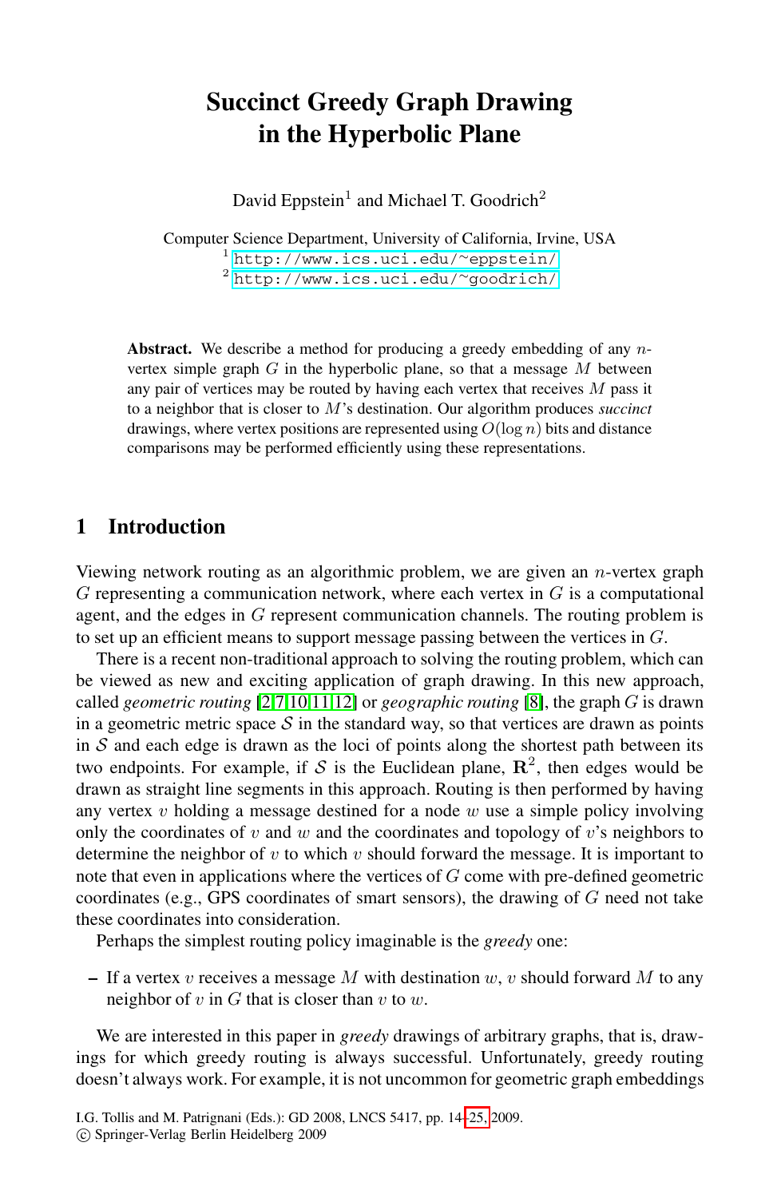# Succinct Greedy Graph Drawing in the Hyperbolic Plane

David Eppstein[1] and Michael T. Goodrich[2]

Computer Science Department, University of California, Irvine, USA
[1] http://www.ics.uci.edu/~eppstein/
[2] http://www.ics.uci.edu/~goodrich/

**Abstract.** We describe a method for producing a greedy embedding of any $n$-vertex simple graph $G$ in the hyperbolic plane, so that a message $M$ between any pair of vertices may be routed by having each vertex that receives $M$ pass it to a neighbor that is closer to $M$'s destination. Our algorithm produces *succinct* drawings, where vertex positions are represented using $O(\log n)$ bits and distance comparisons may be performed efficiently using these representations.

## 1 Introduction

Viewing network routing as an algorithmic problem, we are given an $n$-vertex graph $G$ representing a communication network, where each vertex in $G$ is a computational agent, and the edges in $G$ represent communication channels. The routing problem is to set up an efficient means to support message passing between the vertices in $G$.

There is a recent non-traditional approach to solving the routing problem, which can be viewed as new and exciting application of graph drawing. In this new approach, called *geometric routing* [2,7,10,11,12] or *geographic routing* [8], the graph $G$ is drawn in a geometric metric space $\mathcal{S}$ in the standard way, so that vertices are drawn as points in $\mathcal{S}$ and each edge is drawn as the loci of points along the shortest path between its two endpoints. For example, if $\mathcal{S}$ is the Euclidean plane, $\mathbf{R}^2$, then edges would be drawn as straight line segments in this approach. Routing is then performed by having any vertex $v$ holding a message destined for a node $w$ use a simple policy involving only the coordinates of $v$ and $w$ and the coordinates and topology of $v$'s neighbors to determine the neighbor of $v$ to which $v$ should forward the message. It is important to note that even in applications where the vertices of $G$ come with pre-defined geometric coordinates (e.g., GPS coordinates of smart sensors), the drawing of $G$ need not take these coordinates into consideration.

Perhaps the simplest routing policy imaginable is the *greedy* one:

- If a vertex $v$ receives a message $M$ with destination $w$, $v$ should forward $M$ to any neighbor of $v$ in $G$ that is closer than $v$ to $w$.

We are interested in this paper in *greedy* drawings of arbitrary graphs, that is, drawings for which greedy routing is always successful. Unfortunately, greedy routing doesn't always work. For example, it is not uncommon for geometric graph embeddings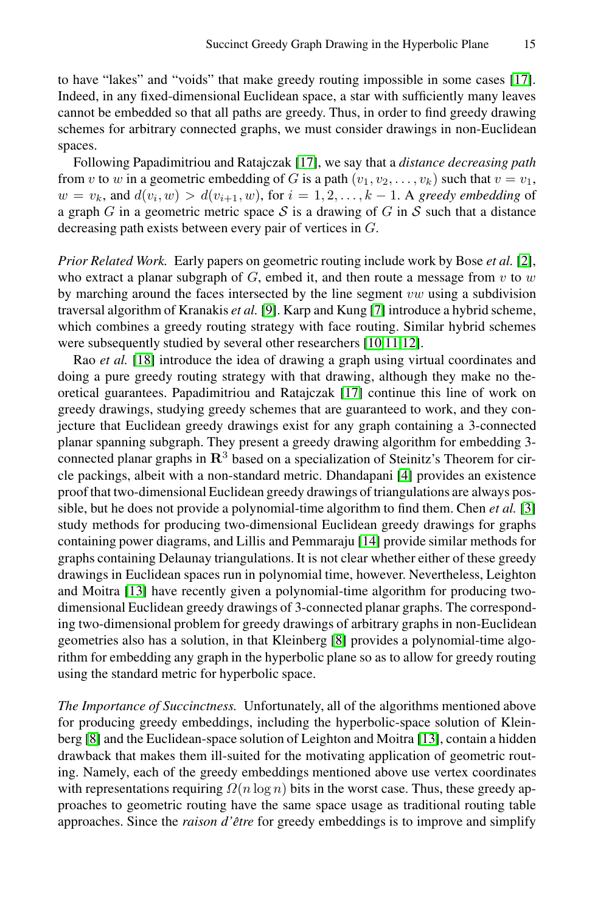to have "lakes" and "voids" that make greedy routing impossible in some cases [17]. Indeed, in any fixed-dimensional Euclidean space, a star with sufficiently many leaves cannot be embedded so that all paths are greedy. Thus, in order to find greedy drawing schemes for arbitrary connected graphs, we must consider drawings in non-Euclidean spaces.

Following Papadimitriou and Ratajczak [17], we say that a *distance decreasing path* from $v$ to $w$ in a geometric embedding of $G$ is a path $(v_1, v_2, \ldots, v_k)$ such that $v = v_1$, $w = v_k$, and $d(v_i, w) > d(v_{i+1}, w)$, for $i = 1, 2, \ldots, k-1$. A *greedy embedding* of a graph $G$ in a geometric metric space $\mathcal{S}$ is a drawing of $G$ in $\mathcal{S}$ such that a distance decreasing path exists between every pair of vertices in $G$.

*Prior Related Work.* Early papers on geometric routing include work by Bose *et al.* [2], who extract a planar subgraph of $G$, embed it, and then route a message from $v$ to $w$ by marching around the faces intersected by the line segment $vw$ using a subdivision traversal algorithm of Kranakis *et al.* [9]. Karp and Kung [7] introduce a hybrid scheme, which combines a greedy routing strategy with face routing. Similar hybrid schemes were subsequently studied by several other researchers [10,11,12].

Rao *et al.* [18] introduce the idea of drawing a graph using virtual coordinates and doing a pure greedy routing strategy with that drawing, although they make no theoretical guarantees. Papadimitriou and Ratajczak [17] continue this line of work on greedy drawings, studying greedy schemes that are guaranteed to work, and they conjecture that Euclidean greedy drawings exist for any graph containing a 3-connected planar spanning subgraph. They present a greedy drawing algorithm for embedding 3-connected planar graphs in $\mathbf{R}^3$ based on a specialization of Steinitz's Theorem for circle packings, albeit with a non-standard metric. Dhandapani [4] provides an existence proof that two-dimensional Euclidean greedy drawings of triangulations are always possible, but he does not provide a polynomial-time algorithm to find them. Chen *et al.* [3] study methods for producing two-dimensional Euclidean greedy drawings for graphs containing power diagrams, and Lillis and Pemmaraju [14] provide similar methods for graphs containing Delaunay triangulations. It is not clear whether either of these greedy drawings in Euclidean spaces run in polynomial time, however. Nevertheless, Leighton and Moitra [13] have recently given a polynomial-time algorithm for producing two-dimensional Euclidean greedy drawings of 3-connected planar graphs. The corresponding two-dimensional problem for greedy drawings of arbitrary graphs in non-Euclidean geometries also has a solution, in that Kleinberg [8] provides a polynomial-time algorithm for embedding any graph in the hyperbolic plane so as to allow for greedy routing using the standard metric for hyperbolic space.

*The Importance of Succinctness.* Unfortunately, all of the algorithms mentioned above for producing greedy embeddings, including the hyperbolic-space solution of Kleinberg [8] and the Euclidean-space solution of Leighton and Moitra [13], contain a hidden drawback that makes them ill-suited for the motivating application of geometric routing. Namely, each of the greedy embeddings mentioned above use vertex coordinates with representations requiring $\Omega(n \log n)$ bits in the worst case. Thus, these greedy approaches to geometric routing have the same space usage as traditional routing table approaches. Since the *raison d'être* for greedy embeddings is to improve and simplify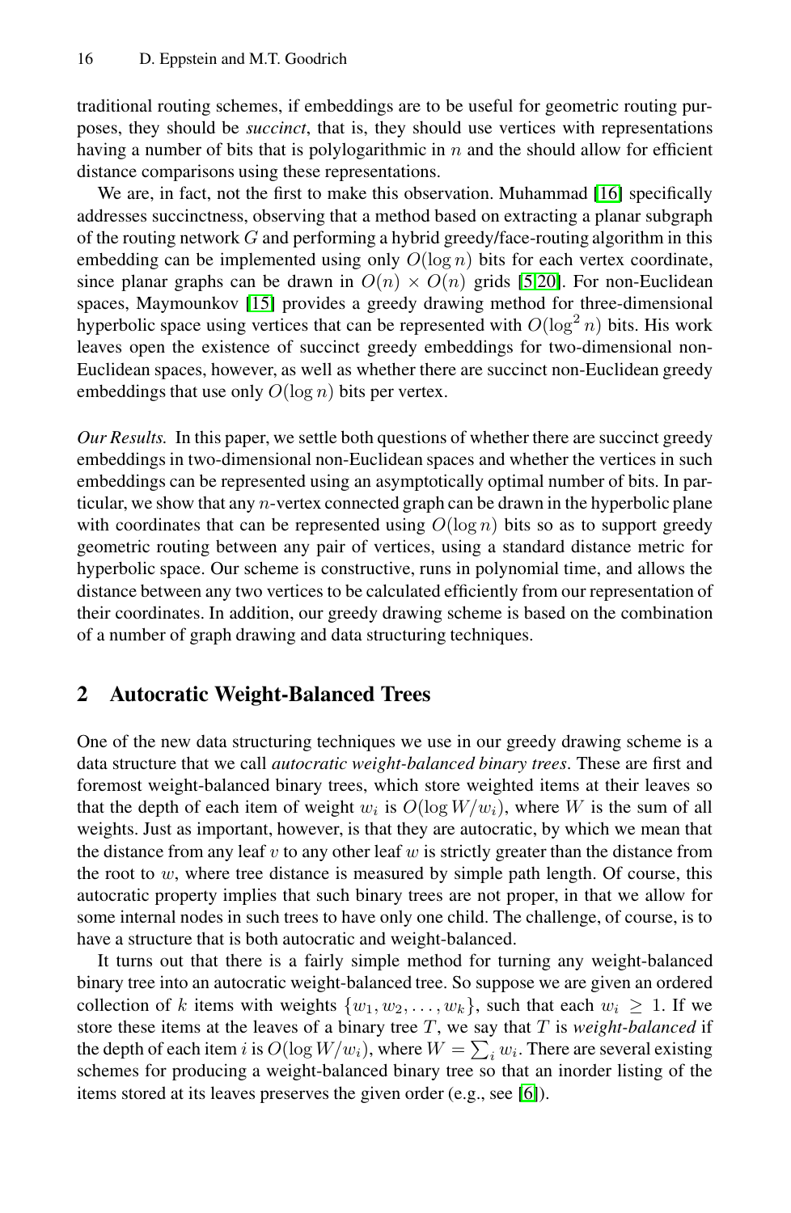traditional routing schemes, if embeddings are to be useful for geometric routing purposes, they should be *succinct*, that is, they should use vertices with representations having a number of bits that is polylogarithmic in $n$ and the should allow for efficient distance comparisons using these representations.

We are, in fact, not the first to make this observation. Muhammad [16] specifically addresses succinctness, observing that a method based on extracting a planar subgraph of the routing network $G$ and performing a hybrid greedy/face-routing algorithm in this embedding can be implemented using only $O(\log n)$ bits for each vertex coordinate, since planar graphs can be drawn in $O(n) \times O(n)$ grids [5,20]. For non-Euclidean spaces, Maymounkov [15] provides a greedy drawing method for three-dimensional hyperbolic space using vertices that can be represented with $O(\log^2 n)$ bits. His work leaves open the existence of succinct greedy embeddings for two-dimensional non-Euclidean spaces, however, as well as whether there are succinct non-Euclidean greedy embeddings that use only $O(\log n)$ bits per vertex.

*Our Results.* In this paper, we settle both questions of whether there are succinct greedy embeddings in two-dimensional non-Euclidean spaces and whether the vertices in such embeddings can be represented using an asymptotically optimal number of bits. In particular, we show that any $n$-vertex connected graph can be drawn in the hyperbolic plane with coordinates that can be represented using $O(\log n)$ bits so as to support greedy geometric routing between any pair of vertices, using a standard distance metric for hyperbolic space. Our scheme is constructive, runs in polynomial time, and allows the distance between any two vertices to be calculated efficiently from our representation of their coordinates. In addition, our greedy drawing scheme is based on the combination of a number of graph drawing and data structuring techniques.

## 2 Autocratic Weight-Balanced Trees

One of the new data structuring techniques we use in our greedy drawing scheme is a data structure that we call *autocratic weight-balanced binary trees*. These are first and foremost weight-balanced binary trees, which store weighted items at their leaves so that the depth of each item of weight $w_i$ is $O(\log W/w_i)$, where $W$ is the sum of all weights. Just as important, however, is that they are autocratic, by which we mean that the distance from any leaf $v$ to any other leaf $w$ is strictly greater than the distance from the root to $w$, where tree distance is measured by simple path length. Of course, this autocratic property implies that such binary trees are not proper, in that we allow for some internal nodes in such trees to have only one child. The challenge, of course, is to have a structure that is both autocratic and weight-balanced.

It turns out that there is a fairly simple method for turning any weight-balanced binary tree into an autocratic weight-balanced tree. So suppose we are given an ordered collection of $k$ items with weights $\{w_1, w_2, \ldots, w_k\}$, such that each $w_i \geq 1$. If we store these items at the leaves of a binary tree $T$, we say that $T$ is *weight-balanced* if the depth of each item $i$ is $O(\log W/w_i)$, where $W = \sum_i w_i$. There are several existing schemes for producing a weight-balanced binary tree so that an inorder listing of the items stored at its leaves preserves the given order (e.g., see [6]).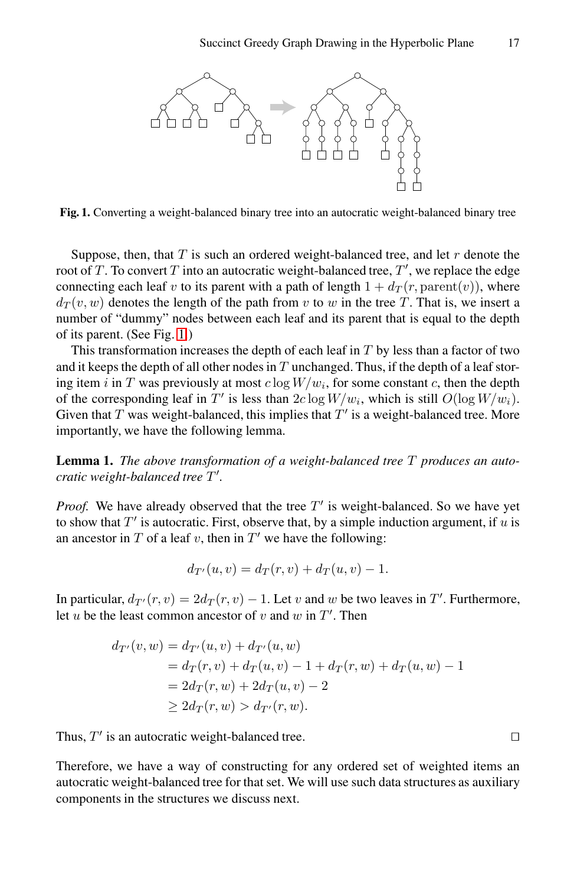**Fig. 1.** Converting a weight-balanced binary tree into an autocratic weight-balanced binary tree

Suppose, then, that $T$ is such an ordered weight-balanced tree, and let $r$ denote the root of $T$. To convert $T$ into an autocratic weight-balanced tree, $T'$, we replace the edge connecting each leaf $v$ to its parent with a path of length $1 + d_T(r, \text{parent}(v))$, where $d_T(v, w)$ denotes the length of the path from $v$ to $w$ in the tree $T$. That is, we insert a number of "dummy" nodes between each leaf and its parent that is equal to the depth of its parent. (See Fig. 1.)

This transformation increases the depth of each leaf in $T$ by less than a factor of two and it keeps the depth of all other nodes in $T$ unchanged. Thus, if the depth of a leaf storing item $i$ in $T$ was previously at most $c \log W/w_i$, for some constant $c$, then the depth of the corresponding leaf in $T'$ is less than $2c \log W/w_i$, which is still $O(\log W/w_i)$. Given that $T$ was weight-balanced, this implies that $T'$ is a weight-balanced tree. More importantly, we have the following lemma.

**Lemma 1.** *The above transformation of a weight-balanced tree $T$ produces an autocratic weight-balanced tree $T'$.*

*Proof.* We have already observed that the tree $T'$ is weight-balanced. So we have yet to show that $T'$ is autocratic. First, observe that, by a simple induction argument, if $u$ is an ancestor in $T$ of a leaf $v$, then in $T'$ we have the following:

$$d_{T'}(u, v) = d_T(r, v) + d_T(u, v) - 1.$$

In particular, $d_{T'}(r, v) = 2d_T(r, v) - 1$. Let $v$ and $w$ be two leaves in $T'$. Furthermore, let $u$ be the least common ancestor of $v$ and $w$ in $T'$. Then

$$\begin{aligned}
d_{T'}(v, w) &= d_{T'}(u, v) + d_{T'}(u, w) \\
&= d_T(r, v) + d_T(u, v) - 1 + d_T(r, w) + d_T(u, w) - 1 \\
&= 2d_T(r, w) + 2d_T(u, v) - 2 \\
&\geq 2d_T(r, w) > d_{T'}(r, w).
\end{aligned}$$

Thus, $T'$ is an autocratic weight-balanced tree. □

Therefore, we have a way of constructing for any ordered set of weighted items an autocratic weight-balanced tree for that set. We will use such data structures as auxiliary components in the structures we discuss next.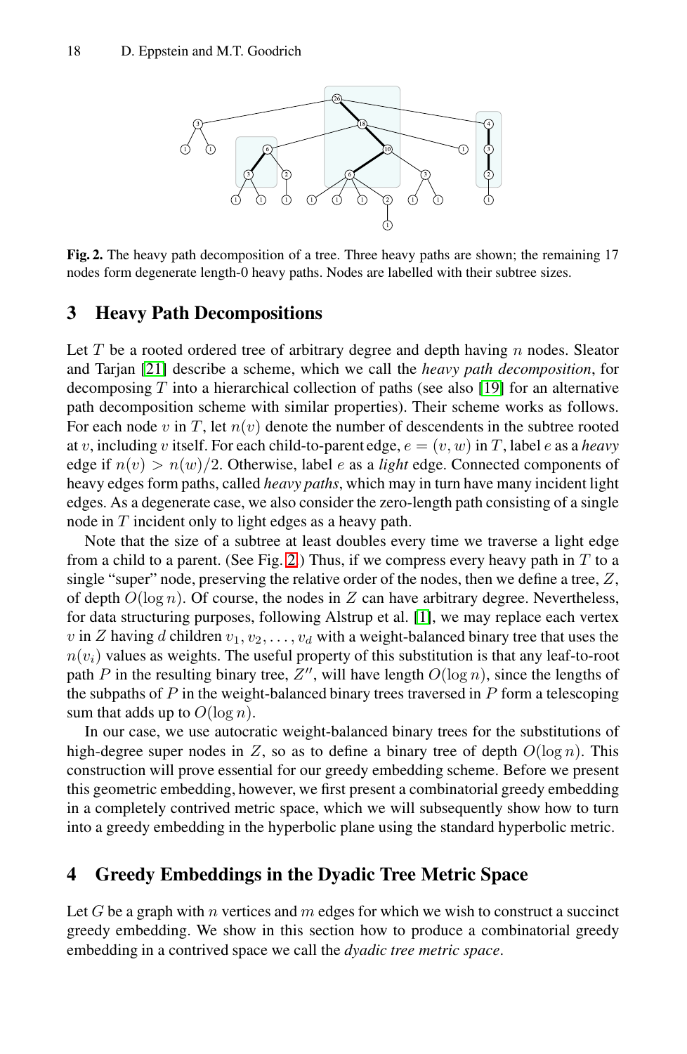**Fig. 2.** The heavy path decomposition of a tree. Three heavy paths are shown; the remaining 17 nodes form degenerate length-0 heavy paths. Nodes are labelled with their subtree sizes.

## 3 Heavy Path Decompositions

Let $T$ be a rooted ordered tree of arbitrary degree and depth having $n$ nodes. Sleator and Tarjan [21] describe a scheme, which we call the *heavy path decomposition*, for decomposing $T$ into a hierarchical collection of paths (see also [19] for an alternative path decomposition scheme with similar properties). Their scheme works as follows. For each node $v$ in $T$, let $n(v)$ denote the number of descendents in the subtree rooted at $v$, including $v$ itself. For each child-to-parent edge, $e = (v, w)$ in $T$, label $e$ as a *heavy* edge if $n(v) > n(w)/2$. Otherwise, label $e$ as a *light* edge. Connected components of heavy edges form paths, called *heavy paths*, which may in turn have many incident light edges. As a degenerate case, we also consider the zero-length path consisting of a single node in $T$ incident only to light edges as a heavy path.

Note that the size of a subtree at least doubles every time we traverse a light edge from a child to a parent. (See Fig. 2.) Thus, if we compress every heavy path in $T$ to a single "super" node, preserving the relative order of the nodes, then we define a tree, $Z$, of depth $O(\log n)$. Of course, the nodes in $Z$ can have arbitrary degree. Nevertheless, for data structuring purposes, following Alstrup et al. [1], we may replace each vertex $v$ in $Z$ having $d$ children $v_1, v_2, \ldots, v_d$ with a weight-balanced binary tree that uses the $n(v_i)$ values as weights. The useful property of this substitution is that any leaf-to-root path $P$ in the resulting binary tree, $Z''$, will have length $O(\log n)$, since the lengths of the subpaths of $P$ in the weight-balanced binary trees traversed in $P$ form a telescoping sum that adds up to $O(\log n)$.

In our case, we use autocratic weight-balanced binary trees for the substitutions of high-degree super nodes in $Z$, so as to define a binary tree of depth $O(\log n)$. This construction will prove essential for our greedy embedding scheme. Before we present this geometric embedding, however, we first present a combinatorial greedy embedding in a completely contrived metric space, which we will subsequently show how to turn into a greedy embedding in the hyperbolic plane using the standard hyperbolic metric.

## 4 Greedy Embeddings in the Dyadic Tree Metric Space

Let $G$ be a graph with $n$ vertices and $m$ edges for which we wish to construct a succinct greedy embedding. We show in this section how to produce a combinatorial greedy embedding in a contrived space we call the *dyadic tree metric space*.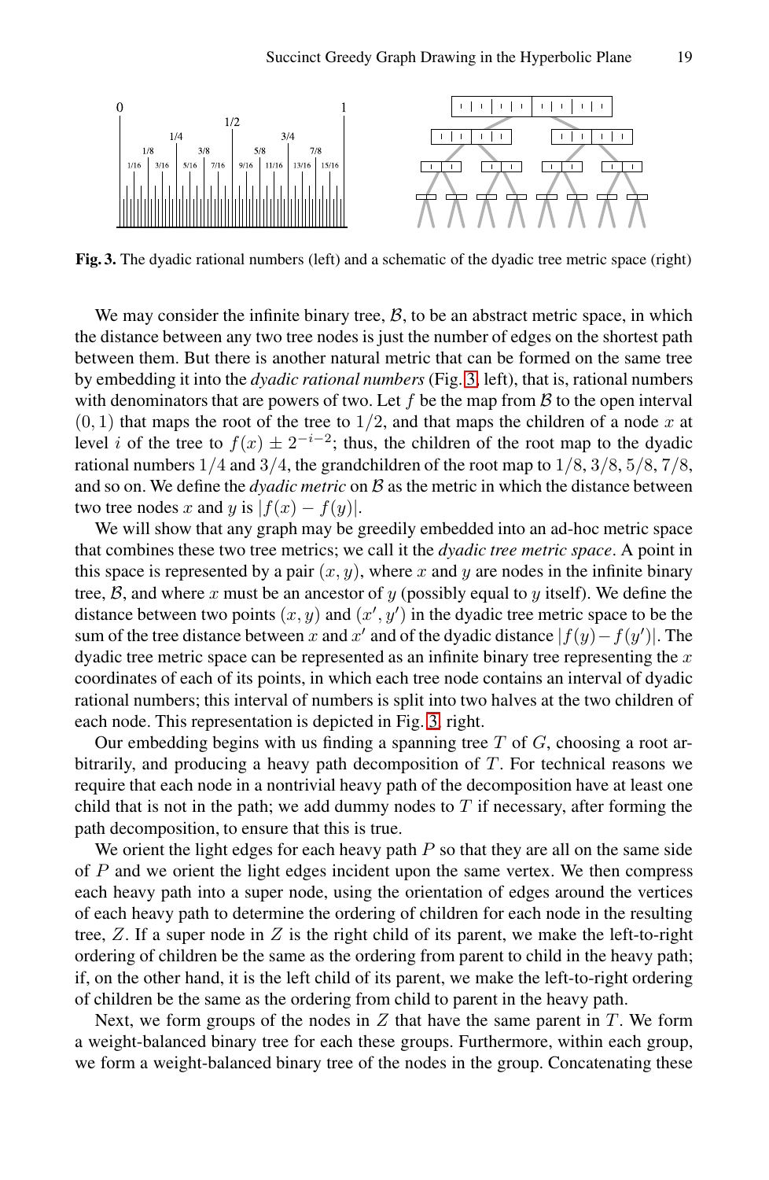0

1/2

1/4

3/4

1/8

3/8

5/8

7/8

1/16

3/16

5/16

7/16

9/16

11/16

13/16

15/16

1

**Fig. 3.** The dyadic rational numbers (left) and a schematic of the dyadic tree metric space (right)

We may consider the infinite binary tree, $\mathcal{B}$, to be an abstract metric space, in which the distance between any two tree nodes is just the number of edges on the shortest path between them. But there is another natural metric that can be formed on the same tree by embedding it into the *dyadic rational numbers* (Fig. 3, left), that is, rational numbers with denominators that are powers of two. Let $f$ be the map from $\mathcal{B}$ to the open interval $(0, 1)$ that maps the root of the tree to $1/2$, and that maps the children of a node $x$ at level $i$ of the tree to $f(x) \pm 2^{-i-2}$; thus, the children of the root map to the dyadic rational numbers $1/4$ and $3/4$, the grandchildren of the root map to $1/8$, $3/8$, $5/8$, $7/8$, and so on. We define the *dyadic metric* on $\mathcal{B}$ as the metric in which the distance between two tree nodes $x$ and $y$ is $|f(x) - f(y)|$.

We will show that any graph may be greedily embedded into an ad-hoc metric space that combines these two tree metrics; we call it the *dyadic tree metric space*. A point in this space is represented by a pair $(x, y)$, where $x$ and $y$ are nodes in the infinite binary tree, $\mathcal{B}$, and where $x$ must be an ancestor of $y$ (possibly equal to $y$ itself). We define the distance between two points $(x, y)$ and $(x', y')$ in the dyadic tree metric space to be the sum of the tree distance between $x$ and $x'$ and of the dyadic distance $|f(y) - f(y')|$. The dyadic tree metric space can be represented as an infinite binary tree representing the $x$ coordinates of each of its points, in which each tree node contains an interval of dyadic rational numbers; this interval of numbers is split into two halves at the two children of each node. This representation is depicted in Fig. 3, right.

Our embedding begins with us finding a spanning tree $T$ of $G$, choosing a root arbitrarily, and producing a heavy path decomposition of $T$. For technical reasons we require that each node in a nontrivial heavy path of the decomposition have at least one child that is not in the path; we add dummy nodes to $T$ if necessary, after forming the path decomposition, to ensure that this is true.

We orient the light edges for each heavy path $P$ so that they are all on the same side of $P$ and we orient the light edges incident upon the same vertex. We then compress each heavy path into a super node, using the orientation of edges around the vertices of each heavy path to determine the ordering of children for each node in the resulting tree, $Z$. If a super node in $Z$ is the right child of its parent, we make the left-to-right ordering of children be the same as the ordering from parent to child in the heavy path; if, on the other hand, it is the left child of its parent, we make the left-to-right ordering of children be the same as the ordering from child to parent in the heavy path.

Next, we form groups of the nodes in $Z$ that have the same parent in $T$. We form a weight-balanced binary tree for each these groups. Furthermore, within each group, we form a weight-balanced binary tree of the nodes in the group. Concatenating these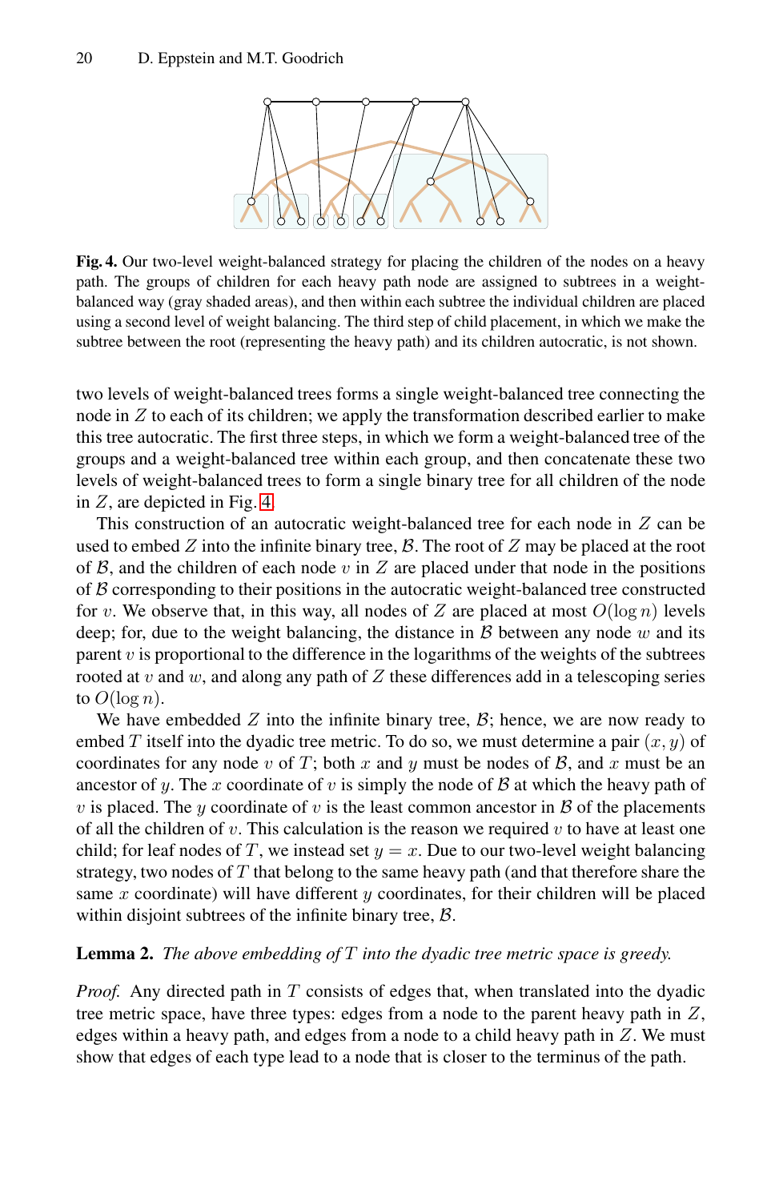**Fig. 4.** Our two-level weight-balanced strategy for placing the children of the nodes on a heavy path. The groups of children for each heavy path node are assigned to subtrees in a weight-balanced way (gray shaded areas), and then within each subtree the individual children are placed using a second level of weight balancing. The third step of child placement, in which we make the subtree between the root (representing the heavy path) and its children autocratic, is not shown.

two levels of weight-balanced trees forms a single weight-balanced tree connecting the node in $Z$ to each of its children; we apply the transformation described earlier to make this tree autocratic. The first three steps, in which we form a weight-balanced tree of the groups and a weight-balanced tree within each group, and then concatenate these two levels of weight-balanced trees to form a single binary tree for all children of the node in $Z$, are depicted in Fig. 4.

This construction of an autocratic weight-balanced tree for each node in $Z$ can be used to embed $Z$ into the infinite binary tree, $\mathcal{B}$. The root of $Z$ may be placed at the root of $\mathcal{B}$, and the children of each node $v$ in $Z$ are placed under that node in the positions of $\mathcal{B}$ corresponding to their positions in the autocratic weight-balanced tree constructed for $v$. We observe that, in this way, all nodes of $Z$ are placed at most $O(\log n)$ levels deep; for, due to the weight balancing, the distance in $\mathcal{B}$ between any node $w$ and its parent $v$ is proportional to the difference in the logarithms of the weights of the subtrees rooted at $v$ and $w$, and along any path of $Z$ these differences add in a telescoping series to $O(\log n)$.

We have embedded $Z$ into the infinite binary tree, $\mathcal{B}$; hence, we are now ready to embed $T$ itself into the dyadic tree metric. To do so, we must determine a pair $(x, y)$ of coordinates for any node $v$ of $T$; both $x$ and $y$ must be nodes of $\mathcal{B}$, and $x$ must be an ancestor of $y$. The $x$ coordinate of $v$ is simply the node of $\mathcal{B}$ at which the heavy path of $v$ is placed. The $y$ coordinate of $v$ is the least common ancestor in $\mathcal{B}$ of the placements of all the children of $v$. This calculation is the reason we required $v$ to have at least one child; for leaf nodes of $T$, we instead set $y = x$. Due to our two-level weight balancing strategy, two nodes of $T$ that belong to the same heavy path (and that therefore share the same $x$ coordinate) will have different $y$ coordinates, for their children will be placed within disjoint subtrees of the infinite binary tree, $\mathcal{B}$.

**Lemma 2.** *The above embedding of $T$ into the dyadic tree metric space is greedy.*

*Proof.* Any directed path in $T$ consists of edges that, when translated into the dyadic tree metric space, have three types: edges from a node to the parent heavy path in $Z$, edges within a heavy path, and edges from a node to a child heavy path in $Z$. We must show that edges of each type lead to a node that is closer to the terminus of the path.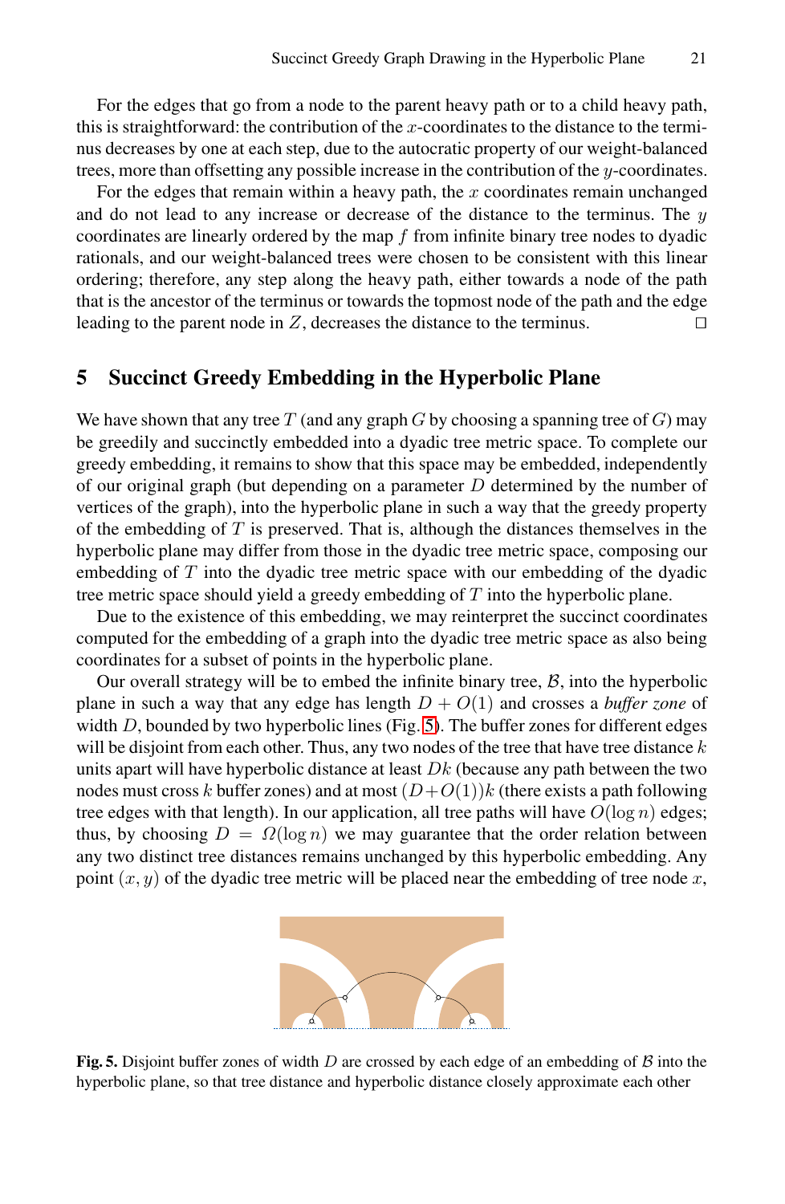For the edges that go from a node to the parent heavy path or to a child heavy path, this is straightforward: the contribution of the $x$-coordinates to the distance to the terminus decreases by one at each step, due to the autocratic property of our weight-balanced trees, more than offsetting any possible increase in the contribution of the $y$-coordinates.

For the edges that remain within a heavy path, the $x$ coordinates remain unchanged and do not lead to any increase or decrease of the distance to the terminus. The $y$ coordinates are linearly ordered by the map $f$ from infinite binary tree nodes to dyadic rationals, and our weight-balanced trees were chosen to be consistent with this linear ordering; therefore, any step along the heavy path, either towards a node of the path that is the ancestor of the terminus or towards the topmost node of the path and the edge leading to the parent node in $Z$, decreases the distance to the terminus. □

## 5 Succinct Greedy Embedding in the Hyperbolic Plane

We have shown that any tree $T$ (and any graph $G$ by choosing a spanning tree of $G$) may be greedily and succinctly embedded into a dyadic tree metric space. To complete our greedy embedding, it remains to show that this space may be embedded, independently of our original graph (but depending on a parameter $D$ determined by the number of vertices of the graph), into the hyperbolic plane in such a way that the greedy property of the embedding of $T$ is preserved. That is, although the distances themselves in the hyperbolic plane may differ from those in the dyadic tree metric space, composing our embedding of $T$ into the dyadic tree metric space with our embedding of the dyadic tree metric space should yield a greedy embedding of $T$ into the hyperbolic plane.

Due to the existence of this embedding, we may reinterpret the succinct coordinates computed for the embedding of a graph into the dyadic tree metric space as also being coordinates for a subset of points in the hyperbolic plane.

Our overall strategy will be to embed the infinite binary tree, $\mathcal{B}$, into the hyperbolic plane in such a way that any edge has length $D + O(1)$ and crosses a *buffer zone* of width $D$, bounded by two hyperbolic lines (Fig. 5). The buffer zones for different edges will be disjoint from each other. Thus, any two nodes of the tree that have tree distance $k$ units apart will have hyperbolic distance at least $Dk$ (because any path between the two nodes must cross $k$ buffer zones) and at most $(D+O(1))k$ (there exists a path following tree edges with that length). In our application, all tree paths will have $O(\log n)$ edges; thus, by choosing $D = \Omega(\log n)$ we may guarantee that the order relation between any two distinct tree distances remains unchanged by this hyperbolic embedding. Any point $(x, y)$ of the dyadic tree metric will be placed near the embedding of tree node $x$,

**Fig. 5.** Disjoint buffer zones of width $D$ are crossed by each edge of an embedding of $\mathcal{B}$ into the hyperbolic plane, so that tree distance and hyperbolic distance closely approximate each other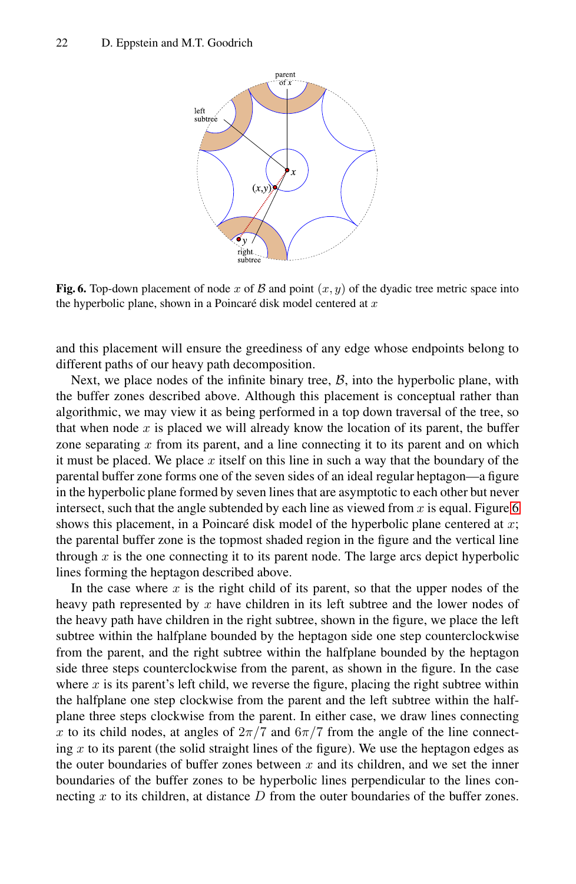parent
of $x$

left
subtree

$x$

$(x,y)$

$y$

right
subtree

**Fig. 6.** Top-down placement of node $x$ of $\mathcal{B}$ and point $(x, y)$ of the dyadic tree metric space into the hyperbolic plane, shown in a Poincaré disk model centered at $x$

and this placement will ensure the greediness of any edge whose endpoints belong to different paths of our heavy path decomposition.

Next, we place nodes of the infinite binary tree, $\mathcal{B}$, into the hyperbolic plane, with the buffer zones described above. Although this placement is conceptual rather than algorithmic, we may view it as being performed in a top down traversal of the tree, so that when node $x$ is placed we will already know the location of its parent, the buffer zone separating $x$ from its parent, and a line connecting it to its parent and on which it must be placed. We place $x$ itself on this line in such a way that the boundary of the parental buffer zone forms one of the seven sides of an ideal regular heptagon—a figure in the hyperbolic plane formed by seven lines that are asymptotic to each other but never intersect, such that the angle subtended by each line as viewed from $x$ is equal. Figure 6 shows this placement, in a Poincaré disk model of the hyperbolic plane centered at $x$; the parental buffer zone is the topmost shaded region in the figure and the vertical line through $x$ is the one connecting it to its parent node. The large arcs depict hyperbolic lines forming the heptagon described above.

In the case where $x$ is the right child of its parent, so that the upper nodes of the heavy path represented by $x$ have children in its left subtree and the lower nodes of the heavy path have children in the right subtree, shown in the figure, we place the left subtree within the halfplane bounded by the heptagon side one step counterclockwise from the parent, and the right subtree within the halfplane bounded by the heptagon side three steps counterclockwise from the parent, as shown in the figure. In the case where $x$ is its parent's left child, we reverse the figure, placing the right subtree within the halfplane one step clockwise from the parent and the left subtree within the halfplane three steps clockwise from the parent. In either case, we draw lines connecting $x$ to its child nodes, at angles of $2\pi/7$ and $6\pi/7$ from the angle of the line connecting $x$ to its parent (the solid straight lines of the figure). We use the heptagon edges as the outer boundaries of buffer zones between $x$ and its children, and we set the inner boundaries of the buffer zones to be hyperbolic lines perpendicular to the lines connecting $x$ to its children, at distance $D$ from the outer boundaries of the buffer zones.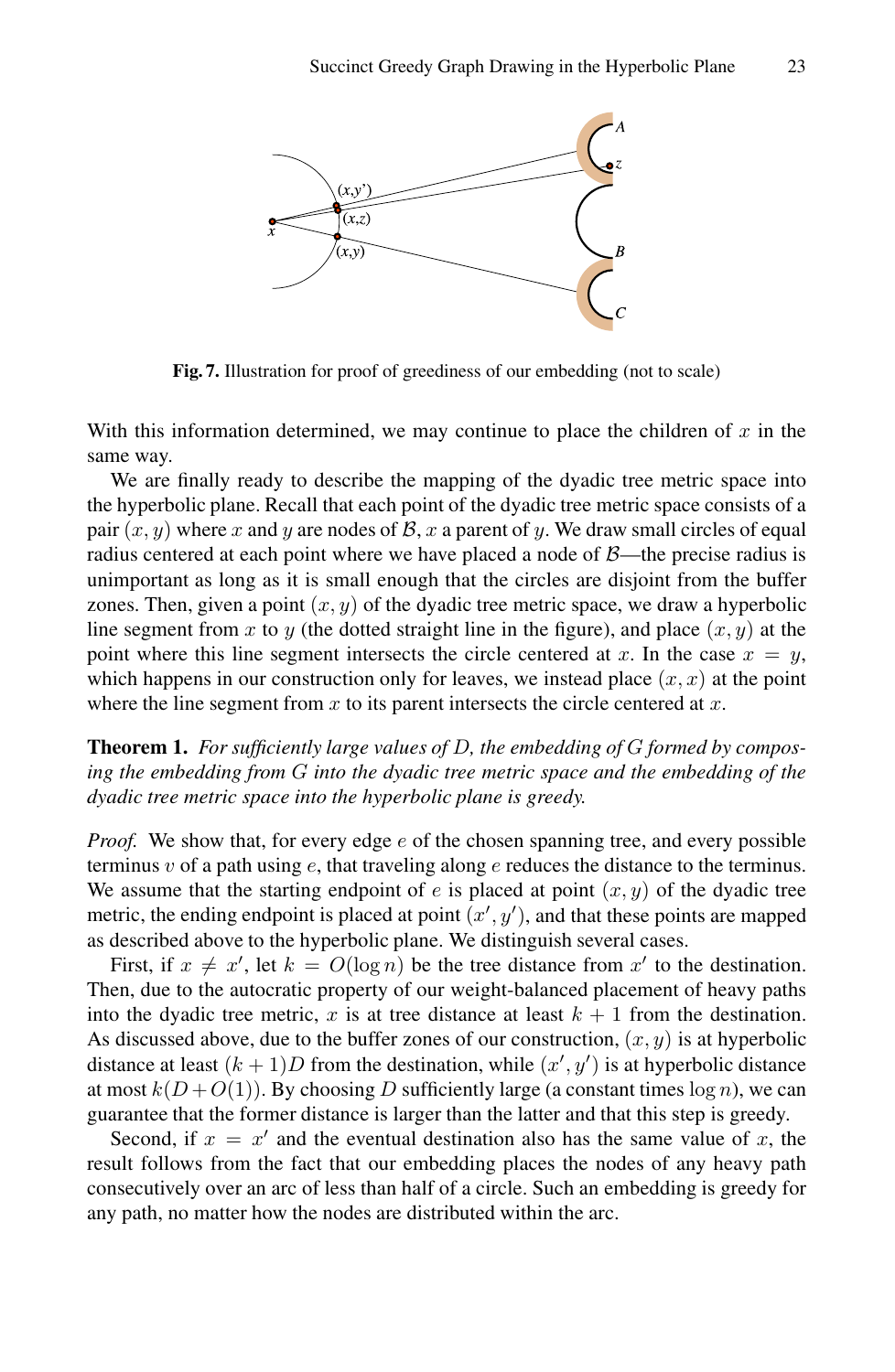**Fig. 7.** Illustration for proof of greediness of our embedding (not to scale)

With this information determined, we may continue to place the children of $x$ in the same way.

We are finally ready to describe the mapping of the dyadic tree metric space into the hyperbolic plane. Recall that each point of the dyadic tree metric space consists of a pair $(x, y)$ where $x$ and $y$ are nodes of $\mathcal{B}$, $x$ a parent of $y$. We draw small circles of equal radius centered at each point where we have placed a node of $\mathcal{B}$—the precise radius is unimportant as long as it is small enough that the circles are disjoint from the buffer zones. Then, given a point $(x, y)$ of the dyadic tree metric space, we draw a hyperbolic line segment from $x$ to $y$ (the dotted straight line in the figure), and place $(x, y)$ at the point where this line segment intersects the circle centered at $x$. In the case $x = y$, which happens in our construction only for leaves, we instead place $(x, x)$ at the point where the line segment from $x$ to its parent intersects the circle centered at $x$.

**Theorem 1.** *For sufficiently large values of $D$, the embedding of $G$ formed by composing the embedding from $G$ into the dyadic tree metric space and the embedding of the dyadic tree metric space into the hyperbolic plane is greedy.*

*Proof.* We show that, for every edge $e$ of the chosen spanning tree, and every possible terminus $v$ of a path using $e$, that traveling along $e$ reduces the distance to the terminus. We assume that the starting endpoint of $e$ is placed at point $(x, y)$ of the dyadic tree metric, the ending endpoint is placed at point $(x', y')$, and that these points are mapped as described above to the hyperbolic plane. We distinguish several cases.

First, if $x \neq x'$, let $k = O(\log n)$ be the tree distance from $x'$ to the destination. Then, due to the autocratic property of our weight-balanced placement of heavy paths into the dyadic tree metric, $x$ is at tree distance at least $k + 1$ from the destination. As discussed above, due to the buffer zones of our construction, $(x, y)$ is at hyperbolic distance at least $(k + 1)D$ from the destination, while $(x', y')$ is at hyperbolic distance at most $k(D + O(1))$. By choosing $D$ sufficiently large (a constant times $\log n$), we can guarantee that the former distance is larger than the latter and that this step is greedy.

Second, if $x = x'$ and the eventual destination also has the same value of $x$, the result follows from the fact that our embedding places the nodes of any heavy path consecutively over an arc of less than half of a circle. Such an embedding is greedy for any path, no matter how the nodes are distributed within the arc.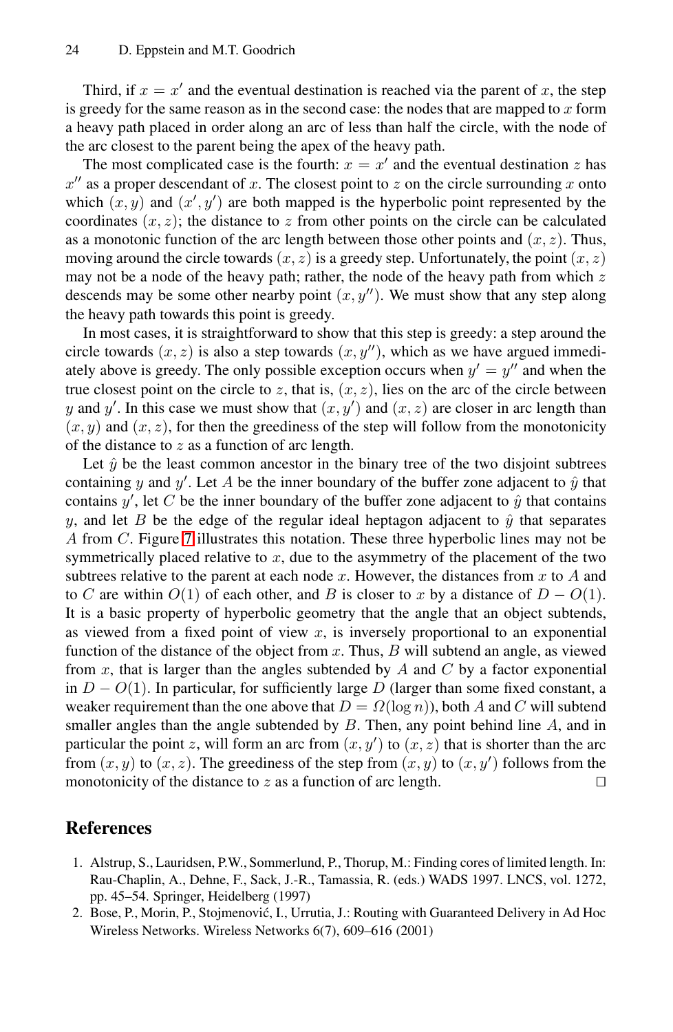Third, if $x = x'$ and the eventual destination is reached via the parent of $x$, the step is greedy for the same reason as in the second case: the nodes that are mapped to $x$ form a heavy path placed in order along an arc of less than half the circle, with the node of the arc closest to the parent being the apex of the heavy path.

The most complicated case is the fourth: $x = x'$ and the eventual destination $z$ has $x''$ as a proper descendant of $x$. The closest point to $z$ on the circle surrounding $x$ onto which $(x, y)$ and $(x', y')$ are both mapped is the hyperbolic point represented by the coordinates $(x, z)$; the distance to $z$ from other points on the circle can be calculated as a monotonic function of the arc length between those other points and $(x, z)$. Thus, moving around the circle towards $(x, z)$ is a greedy step. Unfortunately, the point $(x, z)$ may not be a node of the heavy path; rather, the node of the heavy path from which $z$ descends may be some other nearby point $(x, y'')$. We must show that any step along the heavy path towards this point is greedy.

In most cases, it is straightforward to show that this step is greedy: a step around the circle towards $(x, z)$ is also a step towards $(x, y'')$, which as we have argued immediately above is greedy. The only possible exception occurs when $y' = y''$ and when the true closest point on the circle to $z$, that is, $(x, z)$, lies on the arc of the circle between $y$ and $y'$. In this case we must show that $(x, y')$ and $(x, z)$ are closer in arc length than $(x, y)$ and $(x, z)$, for then the greediness of the step will follow from the monotonicity of the distance to $z$ as a function of arc length.

Let $\hat{y}$ be the least common ancestor in the binary tree of the two disjoint subtrees containing $y$ and $y'$. Let $A$ be the inner boundary of the buffer zone adjacent to $\hat{y}$ that contains $y'$, let $C$ be the inner boundary of the buffer zone adjacent to $\hat{y}$ that contains $y$, and let $B$ be the edge of the regular ideal heptagon adjacent to $\hat{y}$ that separates $A$ from $C$. Figure 7 illustrates this notation. These three hyperbolic lines may not be symmetrically placed relative to $x$, due to the asymmetry of the placement of the two subtrees relative to the parent at each node $x$. However, the distances from $x$ to $A$ and to $C$ are within $O(1)$ of each other, and $B$ is closer to $x$ by a distance of $D - O(1)$. It is a basic property of hyperbolic geometry that the angle that an object subtends, as viewed from a fixed point of view $x$, is inversely proportional to an exponential function of the distance of the object from $x$. Thus, $B$ will subtend an angle, as viewed from $x$, that is larger than the angles subtended by $A$ and $C$ by a factor exponential in $D - O(1)$. In particular, for sufficiently large $D$ (larger than some fixed constant, a weaker requirement than the one above that $D = \Omega(\log n)$), both $A$ and $C$ will subtend smaller angles than the angle subtended by $B$. Then, any point behind line $A$, and in particular the point $z$, will form an arc from $(x, y')$ to $(x, z)$ that is shorter than the arc from $(x, y)$ to $(x, z)$. The greediness of the step from $(x, y)$ to $(x, y')$ follows from the monotonicity of the distance to $z$ as a function of arc length. ◻

## References

1. Alstrup, S., Lauridsen, P.W., Sommerlund, P., Thorup, M.: Finding cores of limited length. In: Rau-Chaplin, A., Dehne, F., Sack, J.-R., Tamassia, R. (eds.) WADS 1997. LNCS, vol. 1272, pp. 45–54. Springer, Heidelberg (1997)
2. Bose, P., Morin, P., Stojmenović, I., Urrutia, J.: Routing with Guaranteed Delivery in Ad Hoc Wireless Networks. Wireless Networks 6(7), 609–616 (2001)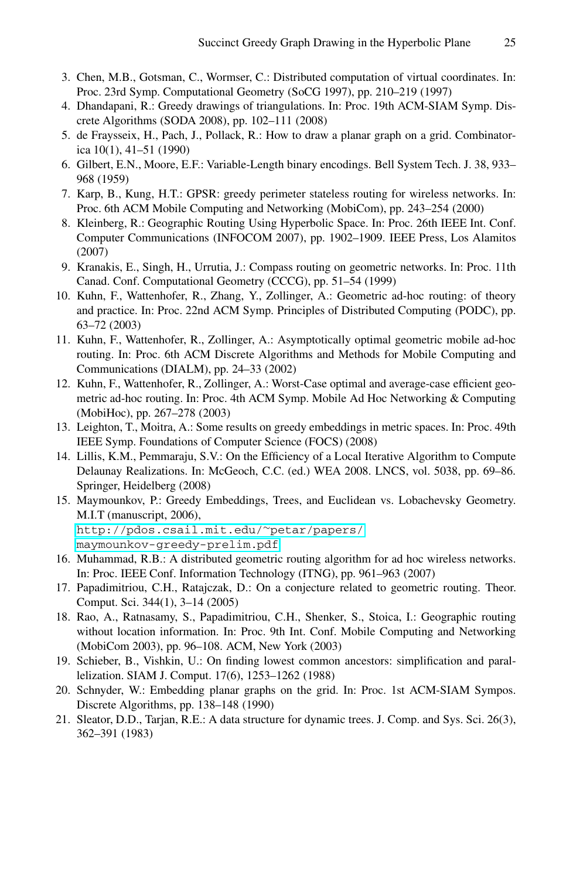3. Chen, M.B., Gotsman, C., Wormser, C.: Distributed computation of virtual coordinates. In: Proc. 23rd Symp. Computational Geometry (SoCG 1997), pp. 210–219 (1997)
4. Dhandapani, R.: Greedy drawings of triangulations. In: Proc. 19th ACM-SIAM Symp. Discrete Algorithms (SODA 2008), pp. 102–111 (2008)
5. de Fraysseix, H., Pach, J., Pollack, R.: How to draw a planar graph on a grid. Combinatorica 10(1), 41–51 (1990)
6. Gilbert, E.N., Moore, E.F.: Variable-Length binary encodings. Bell System Tech. J. 38, 933–968 (1959)
7. Karp, B., Kung, H.T.: GPSR: greedy perimeter stateless routing for wireless networks. In: Proc. 6th ACM Mobile Computing and Networking (MobiCom), pp. 243–254 (2000)
8. Kleinberg, R.: Geographic Routing Using Hyperbolic Space. In: Proc. 26th IEEE Int. Conf. Computer Communications (INFOCOM 2007), pp. 1902–1909. IEEE Press, Los Alamitos (2007)
9. Kranakis, E., Singh, H., Urrutia, J.: Compass routing on geometric networks. In: Proc. 11th Canad. Conf. Computational Geometry (CCCG), pp. 51–54 (1999)
10. Kuhn, F., Wattenhofer, R., Zhang, Y., Zollinger, A.: Geometric ad-hoc routing: of theory and practice. In: Proc. 22nd ACM Symp. Principles of Distributed Computing (PODC), pp. 63–72 (2003)
11. Kuhn, F., Wattenhofer, R., Zollinger, A.: Asymptotically optimal geometric mobile ad-hoc routing. In: Proc. 6th ACM Discrete Algorithms and Methods for Mobile Computing and Communications (DIALM), pp. 24–33 (2002)
12. Kuhn, F., Wattenhofer, R., Zollinger, A.: Worst-Case optimal and average-case efficient geometric ad-hoc routing. In: Proc. 4th ACM Symp. Mobile Ad Hoc Networking & Computing (MobiHoc), pp. 267–278 (2003)
13. Leighton, T., Moitra, A.: Some results on greedy embeddings in metric spaces. In: Proc. 49th IEEE Symp. Foundations of Computer Science (FOCS) (2008)
14. Lillis, K.M., Pemmaraju, S.V.: On the Efficiency of a Local Iterative Algorithm to Compute Delaunay Realizations. In: McGeoch, C.C. (ed.) WEA 2008. LNCS, vol. 5038, pp. 69–86. Springer, Heidelberg (2008)
15. Maymounkov, P.: Greedy Embeddings, Trees, and Euclidean vs. Lobachevsky Geometry. M.I.T (manuscript, 2006), http://pdos.csail.mit.edu/~petar/papers/maymounkov-greedy-prelim.pdf
16. Muhammad, R.B.: A distributed geometric routing algorithm for ad hoc wireless networks. In: Proc. IEEE Conf. Information Technology (ITNG), pp. 961–963 (2007)
17. Papadimitriou, C.H., Ratajczak, D.: On a conjecture related to geometric routing. Theor. Comput. Sci. 344(1), 3–14 (2005)
18. Rao, A., Ratnasamy, S., Papadimitriou, C.H., Shenker, S., Stoica, I.: Geographic routing without location information. In: Proc. 9th Int. Conf. Mobile Computing and Networking (MobiCom 2003), pp. 96–108. ACM, New York (2003)
19. Schieber, B., Vishkin, U.: On finding lowest common ancestors: simplification and parallelization. SIAM J. Comput. 17(6), 1253–1262 (1988)
20. Schnyder, W.: Embedding planar graphs on the grid. In: Proc. 1st ACM-SIAM Sympos. Discrete Algorithms, pp. 138–148 (1990)
21. Sleator, D.D., Tarjan, R.E.: A data structure for dynamic trees. J. Comp. and Sys. Sci. 26(3), 362–391 (1983)